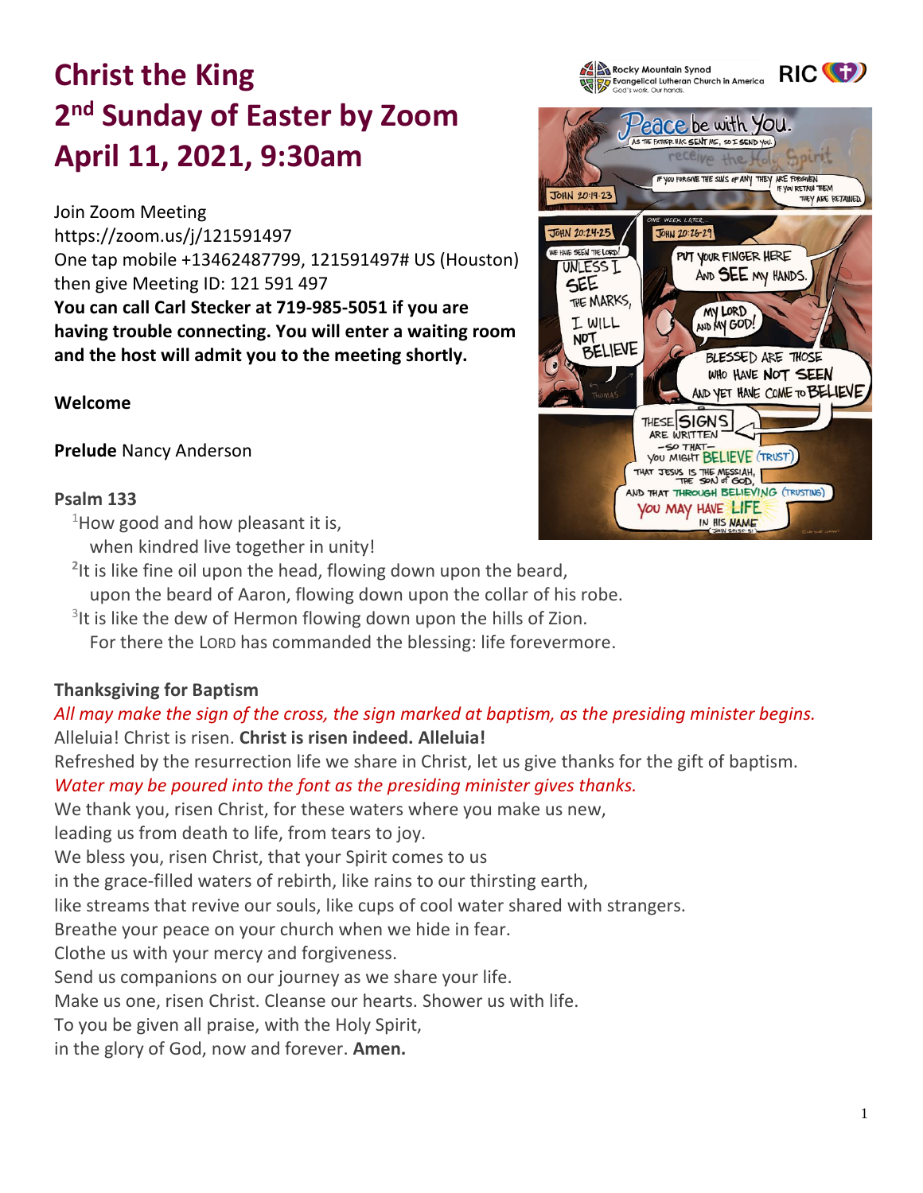# Christ the King
# 2nd Sunday of Easter by Zoom
# April 11, 2021, 9:30am

Join Zoom Meeting
https://zoom.us/j/121591497
One tap mobile +13462487799, 121591497# US (Houston)
then give Meeting ID: 121 591 497
**You can call Carl Stecker at 719-985-5051 if you are having trouble connecting. You will enter a waiting room and the host will admit you to the meeting shortly.**

**Welcome**

**Prelude** Nancy Anderson

**Psalm 133**

[1]How good and how pleasant it is,
when kindred live together in unity!
[2]It is like fine oil upon the head, flowing down upon the beard,
upon the beard of Aaron, flowing down upon the collar of his robe.
[3]It is like the dew of Hermon flowing down upon the hills of Zion.
For there the LORD has commanded the blessing: life forevermore.

**Thanksgiving for Baptism**

*All may make the sign of the cross, the sign marked at baptism, as the presiding minister begins.*
Alleluia! Christ is risen. **Christ is risen indeed. Alleluia!**
Refreshed by the resurrection life we share in Christ, let us give thanks for the gift of baptism.
*Water may be poured into the font as the presiding minister gives thanks.*
We thank you, risen Christ, for these waters where you make us new,
leading us from death to life, from tears to joy.
We bless you, risen Christ, that your Spirit comes to us
in the grace-filled waters of rebirth, like rains to our thirsting earth,
like streams that revive our souls, like cups of cool water shared with strangers.
Breathe your peace on your church when we hide in fear.
Clothe us with your mercy and forgiveness.
Send us companions on our journey as we share your life.
Make us one, risen Christ. Cleanse our hearts. Shower us with life.
To you be given all praise, with the Holy Spirit,
in the glory of God, now and forever. **Amen.**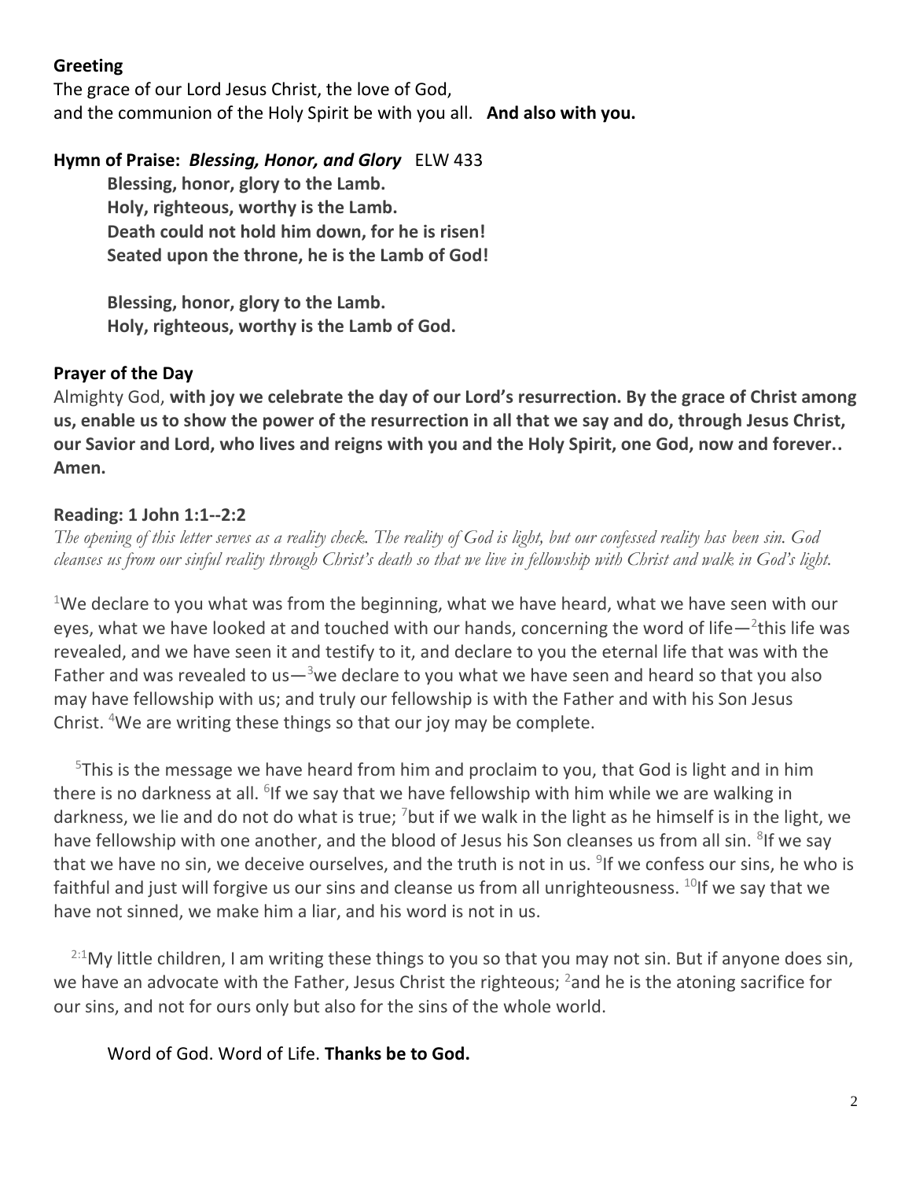**Greeting**

The grace of our Lord Jesus Christ, the love of God,
and the communion of the Holy Spirit be with you all. **And also with you.**

**Hymn of Praise: *Blessing, Honor, and Glory*** ELW 433

**Blessing, honor, glory to the Lamb.**
**Holy, righteous, worthy is the Lamb.**
**Death could not hold him down, for he is risen!**
**Seated upon the throne, he is the Lamb of God!**

**Blessing, honor, glory to the Lamb.**
**Holy, righteous, worthy is the Lamb of God.**

**Prayer of the Day**

Almighty God, **with joy we celebrate the day of our Lord's resurrection. By the grace of Christ among us, enable us to show the power of the resurrection in all that we say and do, through Jesus Christ, our Savior and Lord, who lives and reigns with you and the Holy Spirit, one God, now and forever.. Amen.**

**Reading: 1 John 1:1--2:2**

*The opening of this letter serves as a reality check. The reality of God is light, but our confessed reality has been sin. God cleanses us from our sinful reality through Christ's death so that we live in fellowship with Christ and walk in God's light.*

[1]We declare to you what was from the beginning, what we have heard, what we have seen with our eyes, what we have looked at and touched with our hands, concerning the word of life—[2]this life was revealed, and we have seen it and testify to it, and declare to you the eternal life that was with the Father and was revealed to us—[3]we declare to you what we have seen and heard so that you also may have fellowship with us; and truly our fellowship is with the Father and with his Son Jesus Christ. [4]We are writing these things so that our joy may be complete.

[5]This is the message we have heard from him and proclaim to you, that God is light and in him there is no darkness at all. [6]If we say that we have fellowship with him while we are walking in darkness, we lie and do not do what is true; [7]but if we walk in the light as he himself is in the light, we have fellowship with one another, and the blood of Jesus his Son cleanses us from all sin. [8]If we say that we have no sin, we deceive ourselves, and the truth is not in us. [9]If we confess our sins, he who is faithful and just will forgive us our sins and cleanse us from all unrighteousness. [10]If we say that we have not sinned, we make him a liar, and his word is not in us.

[2:1]My little children, I am writing these things to you so that you may not sin. But if anyone does sin, we have an advocate with the Father, Jesus Christ the righteous; [2]and he is the atoning sacrifice for our sins, and not for ours only but also for the sins of the whole world.

Word of God. Word of Life. **Thanks be to God.**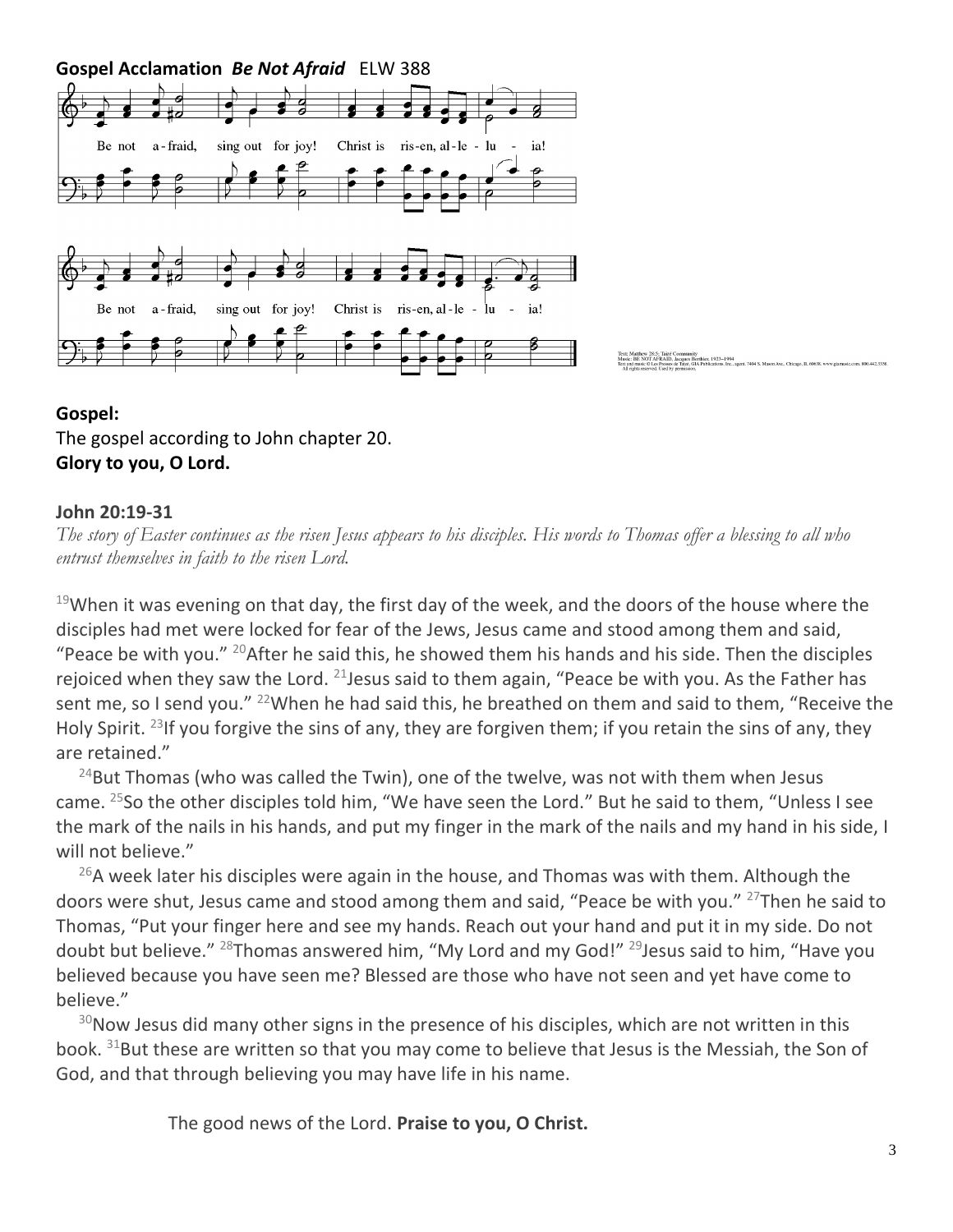**Gospel Acclamation** ***Be Not Afraid*** ELW 388

Be not a-fraid, sing out for joy! Christ is ris-en, al-le-lu-ia!

Be not a-fraid, sing out for joy! Christ is ris-en, al-le-lu-ia!

Text: Matthew 28:5; Taizé Community
Music: BE NOT AFRAID, Jacques Berthier, 1923–1994
Text and music © Les Presses de Taizé, GIA Publications, Inc., agent. 7404 S. Mason Ave., Chicago, IL 60638. www.giamusic.com. 800.442.3358. All rights reserved. Used by permission.

**Gospel:**
The gospel according to John chapter 20.
**Glory to you, O Lord.**

**John 20:19-31**

*The story of Easter continues as the risen Jesus appears to his disciples. His words to Thomas offer a blessing to all who entrust themselves in faith to the risen Lord.*

[19]When it was evening on that day, the first day of the week, and the doors of the house where the disciples had met were locked for fear of the Jews, Jesus came and stood among them and said, "Peace be with you." [20]After he said this, he showed them his hands and his side. Then the disciples rejoiced when they saw the Lord. [21]Jesus said to them again, "Peace be with you. As the Father has sent me, so I send you." [22]When he had said this, he breathed on them and said to them, "Receive the Holy Spirit. [23]If you forgive the sins of any, they are forgiven them; if you retain the sins of any, they are retained."

[24]But Thomas (who was called the Twin), one of the twelve, was not with them when Jesus came. [25]So the other disciples told him, "We have seen the Lord." But he said to them, "Unless I see the mark of the nails in his hands, and put my finger in the mark of the nails and my hand in his side, I will not believe."

[26]A week later his disciples were again in the house, and Thomas was with them. Although the doors were shut, Jesus came and stood among them and said, "Peace be with you." [27]Then he said to Thomas, "Put your finger here and see my hands. Reach out your hand and put it in my side. Do not doubt but believe." [28]Thomas answered him, "My Lord and my God!" [29]Jesus said to him, "Have you believed because you have seen me? Blessed are those who have not seen and yet have come to believe."

[30]Now Jesus did many other signs in the presence of his disciples, which are not written in this book. [31]But these are written so that you may come to believe that Jesus is the Messiah, the Son of God, and that through believing you may have life in his name.

The good news of the Lord. **Praise to you, O Christ.**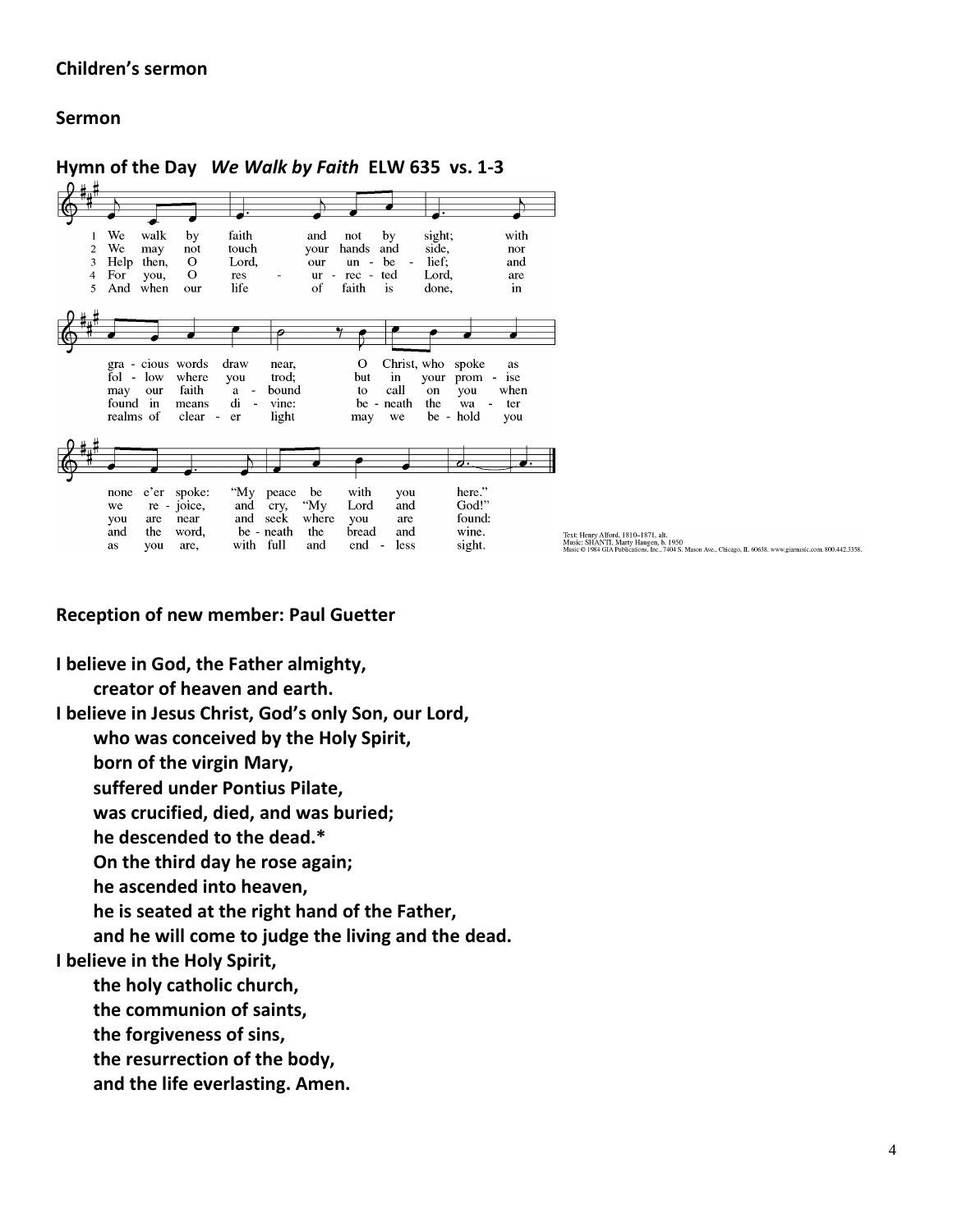**Children's sermon**

**Sermon**

**Hymn of the Day** ***We Walk by Faith*** **ELW 635 vs. 1-3**

1 We walk by faith and not by sight; with gracious words draw near, O Christ, who spoke as none e'er spoke: "My peace be with you here."

2 We may not touch your hands and side, nor follow where you trod; but in your promise we rejoice, and cry, "My Lord and God!"

3 Help then, O Lord, our unbelief; and may our faith abound to call on you when you are near and seek where you are found:

4 For you, O resurrected Lord, are found in means divine: beneath the water and the word, beneath the bread and wine.

5 And when our life of faith is done, in realms of clearer light may we behold you as you are, with full and endless sight.

Text: Henry Alford, 1810–1871, alt.
Music: SHANTI, Marty Haugen, b. 1950
Music © 1984 GIA Publications, Inc., 7404 S. Mason Ave., Chicago, IL 60638. www.giamusic.com. 800.442.3358.

**Reception of new member: Paul Guetter**

**I believe in God, the Father almighty,**
**creator of heaven and earth.**
**I believe in Jesus Christ, God's only Son, our Lord,**
**who was conceived by the Holy Spirit,**
**born of the virgin Mary,**
**suffered under Pontius Pilate,**
**was crucified, died, and was buried;**
**he descended to the dead.***
**On the third day he rose again;**
**he ascended into heaven,**
**he is seated at the right hand of the Father,**
**and he will come to judge the living and the dead.**
**I believe in the Holy Spirit,**
**the holy catholic church,**
**the communion of saints,**
**the forgiveness of sins,**
**the resurrection of the body,**
**and the life everlasting. Amen.**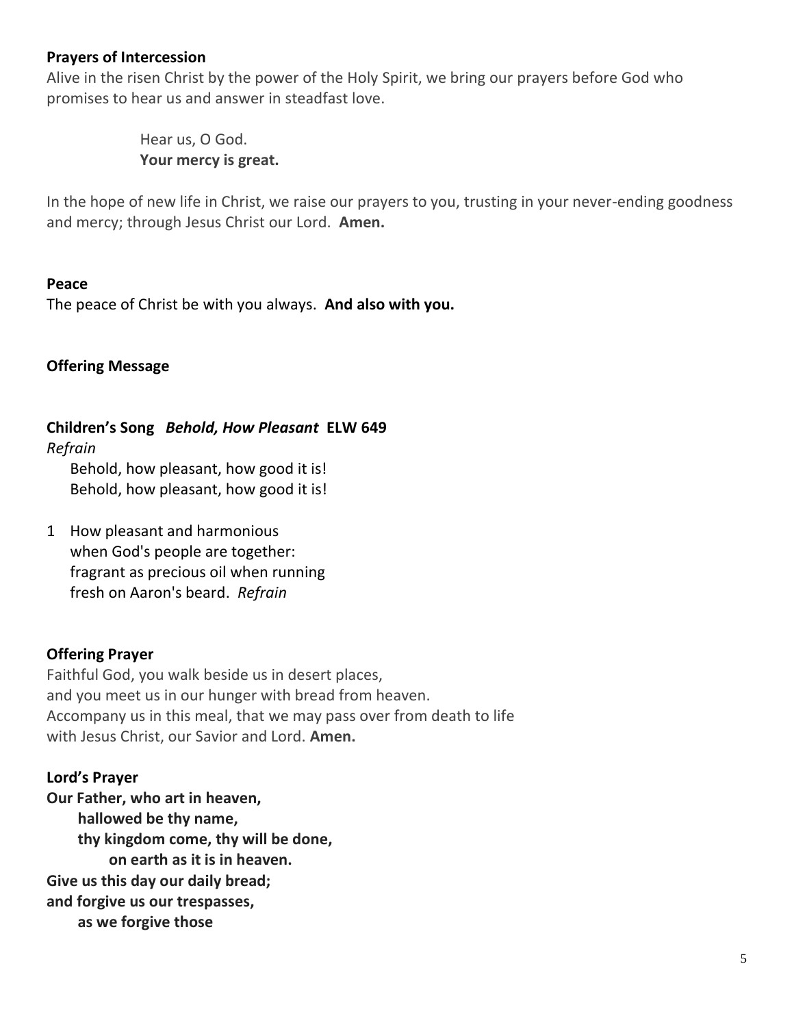**Prayers of Intercession**

Alive in the risen Christ by the power of the Holy Spirit, we bring our prayers before God who promises to hear us and answer in steadfast love.

Hear us, O God.
**Your mercy is great.**

In the hope of new life in Christ, we raise our prayers to you, trusting in your never-ending goodness and mercy; through Jesus Christ our Lord. **Amen.**

**Peace**

The peace of Christ be with you always. **And also with you.**

**Offering Message**

**Children's Song** ***Behold, How Pleasant*** **ELW 649**

*Refrain*

Behold, how pleasant, how good it is!
Behold, how pleasant, how good it is!

1 How pleasant and harmonious
when God's people are together:
fragrant as precious oil when running
fresh on Aaron's beard. *Refrain*

**Offering Prayer**

Faithful God, you walk beside us in desert places,
and you meet us in our hunger with bread from heaven.
Accompany us in this meal, that we may pass over from death to life
with Jesus Christ, our Savior and Lord. **Amen.**

**Lord's Prayer**

**Our Father, who art in heaven,**
**hallowed be thy name,**
**thy kingdom come, thy will be done,**
**on earth as it is in heaven.**
**Give us this day our daily bread;**
**and forgive us our trespasses,**
**as we forgive those**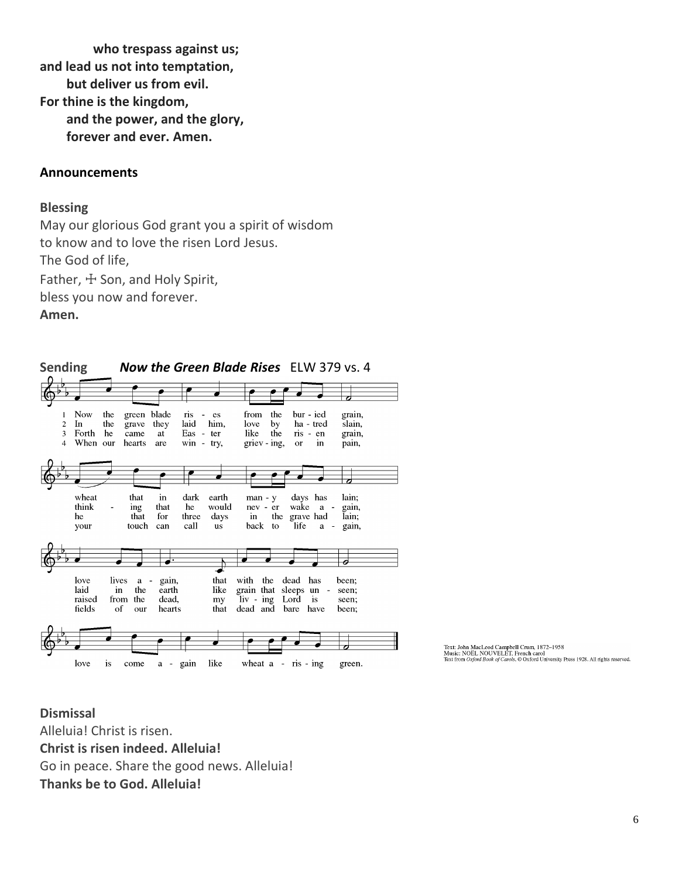**who trespass against us;**
**and lead us not into temptation,**
**but deliver us from evil.**
**For thine is the kingdom,**
**and the power, and the glory,**
**forever and ever. Amen.**

**Announcements**

**Blessing**

May our glorious God grant you a spirit of wisdom
to know and to love the risen Lord Jesus.
The God of life,
Father, ☩ Son, and Holy Spirit,
bless you now and forever.
**Amen.**

**Sending** ***Now the Green Blade Rises*** ELW 379 vs. 4

1 Now the green blade ris - es from the bur - ied grain,
2 In the grave they laid him, love by ha - tred slain,
3 Forth he came at Eas - ter like the ris - en grain,
4 When our hearts are win - try, griev - ing, or in pain,

wheat that in dark earth man - y days has lain;
think - ing that he would nev - er wake a - gain,
he that for three days in the grave had lain;
your touch can call us back to life a - gain,

love lives a - gain, that with the dead has been;
laid in the earth like grain that sleeps un - seen;
raised from the dead, my liv - ing Lord is seen;
fields of our hearts that dead and bare have been;

love is come a - gain like wheat a - ris - ing green.

Text: John MacLeod Campbell Crum, 1872–1958
Music: NOËL NOUVELET, French carol
Text from *Oxford Book of Carols*, © Oxford University Press 1928. All rights reserved.

**Dismissal**

Alleluia! Christ is risen.
**Christ is risen indeed. Alleluia!**
Go in peace. Share the good news. Alleluia!
**Thanks be to God. Alleluia!**